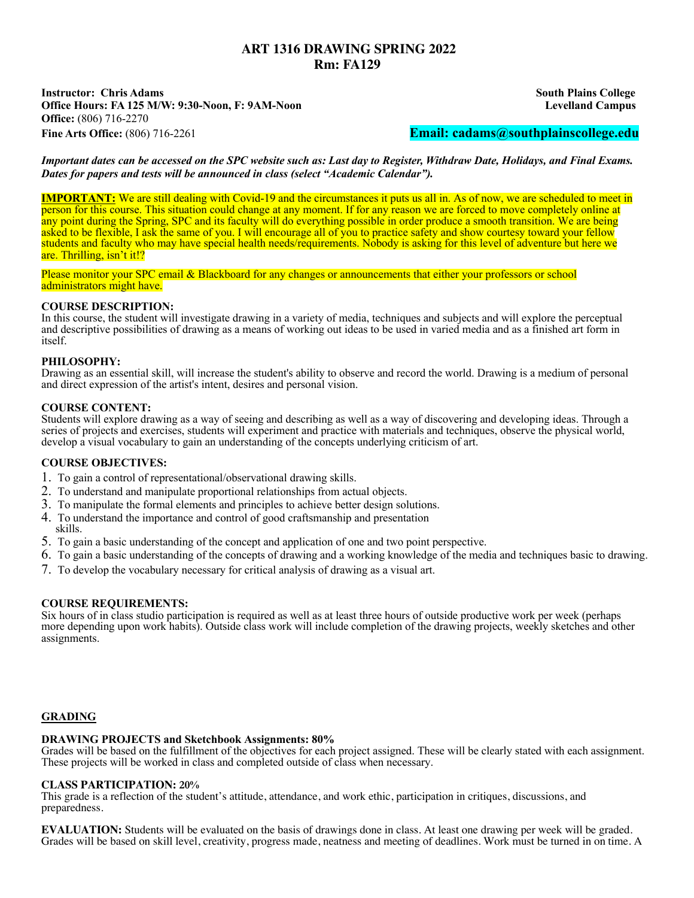# ART 1316 DRAWING SPRING 2022
## Rm: FA129

**Instructor: Chris Adams**
**Office Hours: FA 125 M/W: 9:30-Noon, F: 9AM-Noon**
**Office:** (806) 716-2270
**Fine Arts Office:** (806) 716-2261

**South Plains College**
**Levelland Campus**

**Email: cadams@southplainscollege.edu**

***Important dates can be accessed on the SPC website such as: Last day to Register, Withdraw Date, Holidays, and Final Exams. Dates for papers and tests will be announced in class (select "Academic Calendar").***

**IMPORTANT:** We are still dealing with Covid-19 and the circumstances it puts us all in. As of now, we are scheduled to meet in person for this course. This situation could change at any moment. If for any reason we are forced to move completely online at any point during the Spring, SPC and its faculty will do everything possible in order produce a smooth transition. We are being asked to be flexible, I ask the same of you. I will encourage all of you to practice safety and show courtesy toward your fellow students and faculty who may have special health needs/requirements. Nobody is asking for this level of adventure but here we are. Thrilling, isn't it!?

Please monitor your SPC email & Blackboard for any changes or announcements that either your professors or school administrators might have.

**COURSE DESCRIPTION:**
In this course, the student will investigate drawing in a variety of media, techniques and subjects and will explore the perceptual and descriptive possibilities of drawing as a means of working out ideas to be used in varied media and as a finished art form in itself.

**PHILOSOPHY:**
Drawing as an essential skill, will increase the student's ability to observe and record the world. Drawing is a medium of personal and direct expression of the artist's intent, desires and personal vision.

**COURSE CONTENT:**
Students will explore drawing as a way of seeing and describing as well as a way of discovering and developing ideas. Through a series of projects and exercises, students will experiment and practice with materials and techniques, observe the physical world, develop a visual vocabulary to gain an understanding of the concepts underlying criticism of art.

**COURSE OBJECTIVES:**
1. To gain a control of representational/observational drawing skills.
2. To understand and manipulate proportional relationships from actual objects.
3. To manipulate the formal elements and principles to achieve better design solutions.
4. To understand the importance and control of good craftsmanship and presentation skills.
5. To gain a basic understanding of the concept and application of one and two point perspective.
6. To gain a basic understanding of the concepts of drawing and a working knowledge of the media and techniques basic to drawing.
7. To develop the vocabulary necessary for critical analysis of drawing as a visual art.

**COURSE REQUIREMENTS:**
Six hours of in class studio participation is required as well as at least three hours of outside productive work per week (perhaps more depending upon work habits). Outside class work will include completion of the drawing projects, weekly sketches and other assignments.

## GRADING

**DRAWING PROJECTS and Sketchbook Assignments: 80%**
Grades will be based on the fulfillment of the objectives for each project assigned. These will be clearly stated with each assignment. These projects will be worked in class and completed outside of class when necessary.

**CLASS PARTICIPATION: 20%**
This grade is a reflection of the student's attitude, attendance, and work ethic, participation in critiques, discussions, and preparedness.

**EVALUATION:** Students will be evaluated on the basis of drawings done in class. At least one drawing per week will be graded. Grades will be based on skill level, creativity, progress made, neatness and meeting of deadlines. Work must be turned in on time. A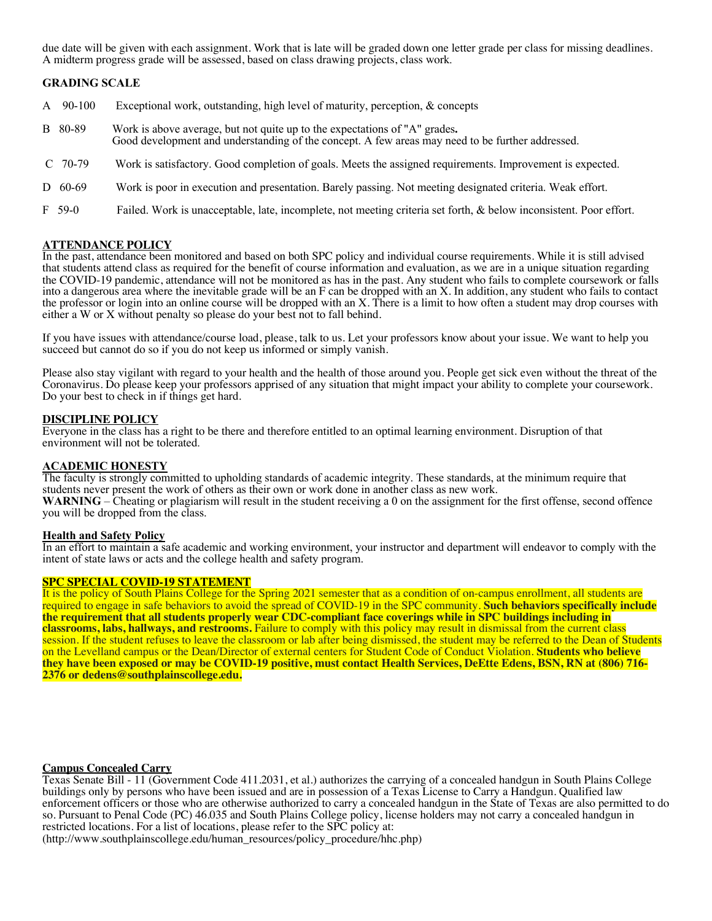due date will be given with each assignment. Work that is late will be graded down one letter grade per class for missing deadlines. A midterm progress grade will be assessed, based on class drawing projects, class work.

**GRADING SCALE**

A 90-100 Exceptional work, outstanding, high level of maturity, perception, & concepts

B 80-89 Work is above average, but not quite up to the expectations of "A" grades**.**
Good development and understanding of the concept. A few areas may need to be further addressed.

C 70-79 Work is satisfactory. Good completion of goals. Meets the assigned requirements. Improvement is expected.

D 60-69 Work is poor in execution and presentation. Barely passing. Not meeting designated criteria. Weak effort.

F 59-0 Failed. Work is unacceptable, late, incomplete, not meeting criteria set forth, & below inconsistent. Poor effort.

**ATTENDANCE POLICY**

In the past, attendance been monitored and based on both SPC policy and individual course requirements. While it is still advised that students attend class as required for the benefit of course information and evaluation, as we are in a unique situation regarding the COVID-19 pandemic, attendance will not be monitored as has in the past. Any student who fails to complete coursework or falls into a dangerous area where the inevitable grade will be an F can be dropped with an X. In addition, any student who fails to contact the professor or login into an online course will be dropped with an X. There is a limit to how often a student may drop courses with either a W or X without penalty so please do your best not to fall behind.

If you have issues with attendance/course load, please, talk to us. Let your professors know about your issue. We want to help you succeed but cannot do so if you do not keep us informed or simply vanish.

Please also stay vigilant with regard to your health and the health of those around you. People get sick even without the threat of the Coronavirus. Do please keep your professors apprised of any situation that might impact your ability to complete your coursework. Do your best to check in if things get hard.

**DISCIPLINE POLICY**

Everyone in the class has a right to be there and therefore entitled to an optimal learning environment. Disruption of that environment will not be tolerated.

**ACADEMIC HONESTY**

The faculty is strongly committed to upholding standards of academic integrity. These standards, at the minimum require that students never present the work of others as their own or work done in another class as new work.
**WARNING** – Cheating or plagiarism will result in the student receiving a 0 on the assignment for the first offense, second offence you will be dropped from the class.

**Health and Safety Policy**

In an effort to maintain a safe academic and working environment, your instructor and department will endeavor to comply with the intent of state laws or acts and the college health and safety program.

**SPC SPECIAL COVID-19 STATEMENT**

It is the policy of South Plains College for the Spring 2021 semester that as a condition of on-campus enrollment, all students are required to engage in safe behaviors to avoid the spread of COVID-19 in the SPC community. **Such behaviors specifically include the requirement that all students properly wear CDC-compliant face coverings while in SPC buildings including in classrooms, labs, hallways, and restrooms.** Failure to comply with this policy may result in dismissal from the current class session. If the student refuses to leave the classroom or lab after being dismissed, the student may be referred to the Dean of Students on the Levelland campus or the Dean/Director of external centers for Student Code of Conduct Violation. **Students who believe they have been exposed or may be COVID-19 positive, must contact Health Services, DeEtte Edens, BSN, RN at (806) 716-2376 or dedens@southplainscollege.edu.**

**Campus Concealed Carry**

Texas Senate Bill - 11 (Government Code 411.2031, et al.) authorizes the carrying of a concealed handgun in South Plains College buildings only by persons who have been issued and are in possession of a Texas License to Carry a Handgun. Qualified law enforcement officers or those who are otherwise authorized to carry a concealed handgun in the State of Texas are also permitted to do so. Pursuant to Penal Code (PC) 46.035 and South Plains College policy, license holders may not carry a concealed handgun in restricted locations. For a list of locations, please refer to the SPC policy at:
(http://www.southplainscollege.edu/human_resources/policy_procedure/hhc.php)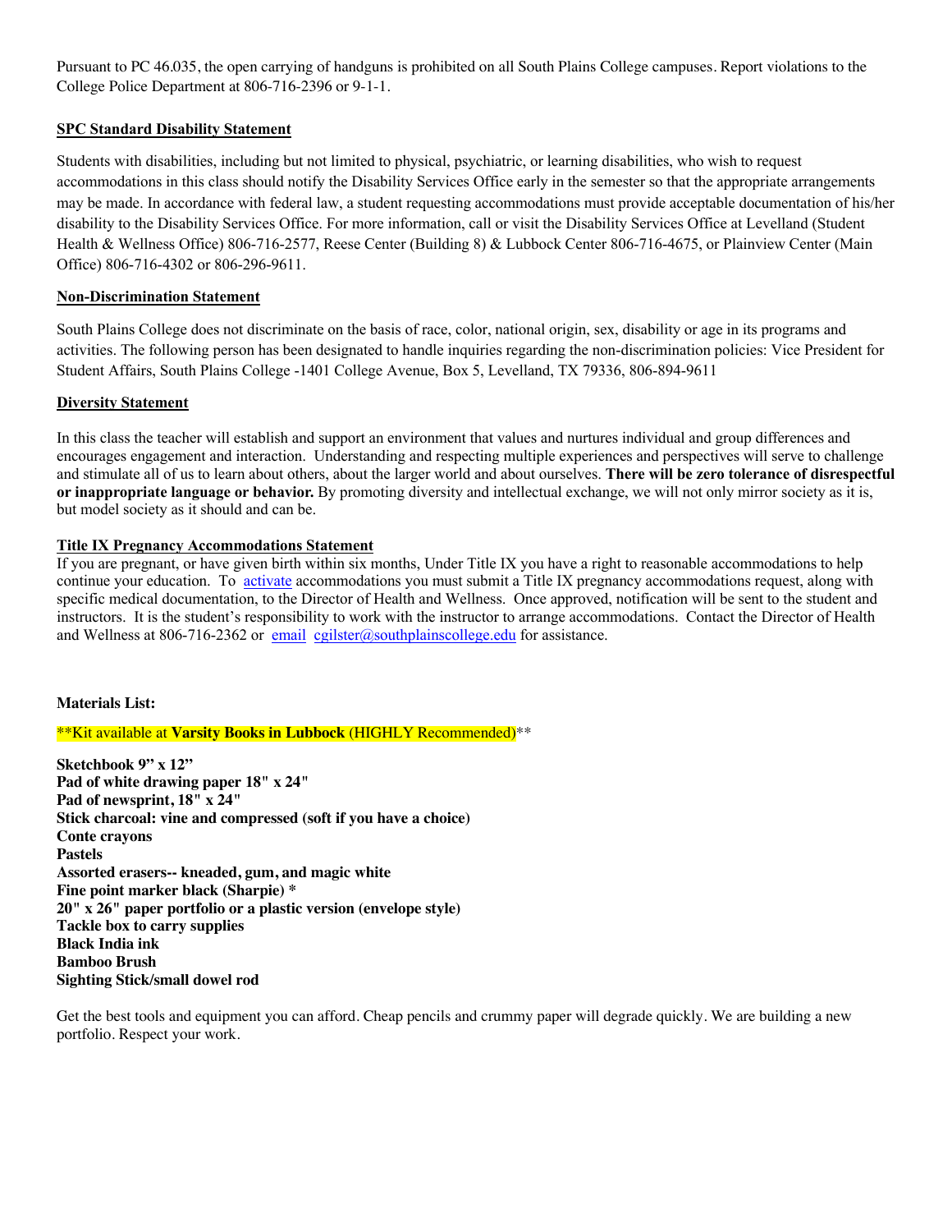Pursuant to PC 46.035, the open carrying of handguns is prohibited on all South Plains College campuses. Report violations to the College Police Department at 806-716-2396 or 9-1-1.

## SPC Standard Disability Statement

Students with disabilities, including but not limited to physical, psychiatric, or learning disabilities, who wish to request accommodations in this class should notify the Disability Services Office early in the semester so that the appropriate arrangements may be made. In accordance with federal law, a student requesting accommodations must provide acceptable documentation of his/her disability to the Disability Services Office. For more information, call or visit the Disability Services Office at Levelland (Student Health & Wellness Office) 806-716-2577, Reese Center (Building 8) & Lubbock Center 806-716-4675, or Plainview Center (Main Office) 806-716-4302 or 806-296-9611.

## Non-Discrimination Statement

South Plains College does not discriminate on the basis of race, color, national origin, sex, disability or age in its programs and activities. The following person has been designated to handle inquiries regarding the non-discrimination policies: Vice President for Student Affairs, South Plains College -1401 College Avenue, Box 5, Levelland, TX 79336, 806-894-9611

## Diversity Statement

In this class the teacher will establish and support an environment that values and nurtures individual and group differences and encourages engagement and interaction. Understanding and respecting multiple experiences and perspectives will serve to challenge and stimulate all of us to learn about others, about the larger world and about ourselves. **There will be zero tolerance of disrespectful or inappropriate language or behavior.** By promoting diversity and intellectual exchange, we will not only mirror society as it is, but model society as it should and can be.

## Title IX Pregnancy Accommodations Statement

If you are pregnant, or have given birth within six months, Under Title IX you have a right to reasonable accommodations to help continue your education. To activate accommodations you must submit a Title IX pregnancy accommodations request, along with specific medical documentation, to the Director of Health and Wellness. Once approved, notification will be sent to the student and instructors. It is the student's responsibility to work with the instructor to arrange accommodations. Contact the Director of Health and Wellness at 806-716-2362 or email cgilster@southplainscollege.edu for assistance.

**Materials List:**

**Kit available at **Varsity Books in Lubbock** (HIGHLY Recommended)**

**Sketchbook 9" x 12"**
**Pad of white drawing paper 18" x 24"**
**Pad of newsprint, 18" x 24"**
**Stick charcoal: vine and compressed (soft if you have a choice)**
**Conte crayons**
**Pastels**
**Assorted erasers-- kneaded, gum, and magic white**
**Fine point marker black (Sharpie) ***
**20" x 26" paper portfolio or a plastic version (envelope style)**
**Tackle box to carry supplies**
**Black India ink**
**Bamboo Brush**
**Sighting Stick/small dowel rod**

Get the best tools and equipment you can afford. Cheap pencils and crummy paper will degrade quickly. We are building a new portfolio. Respect your work.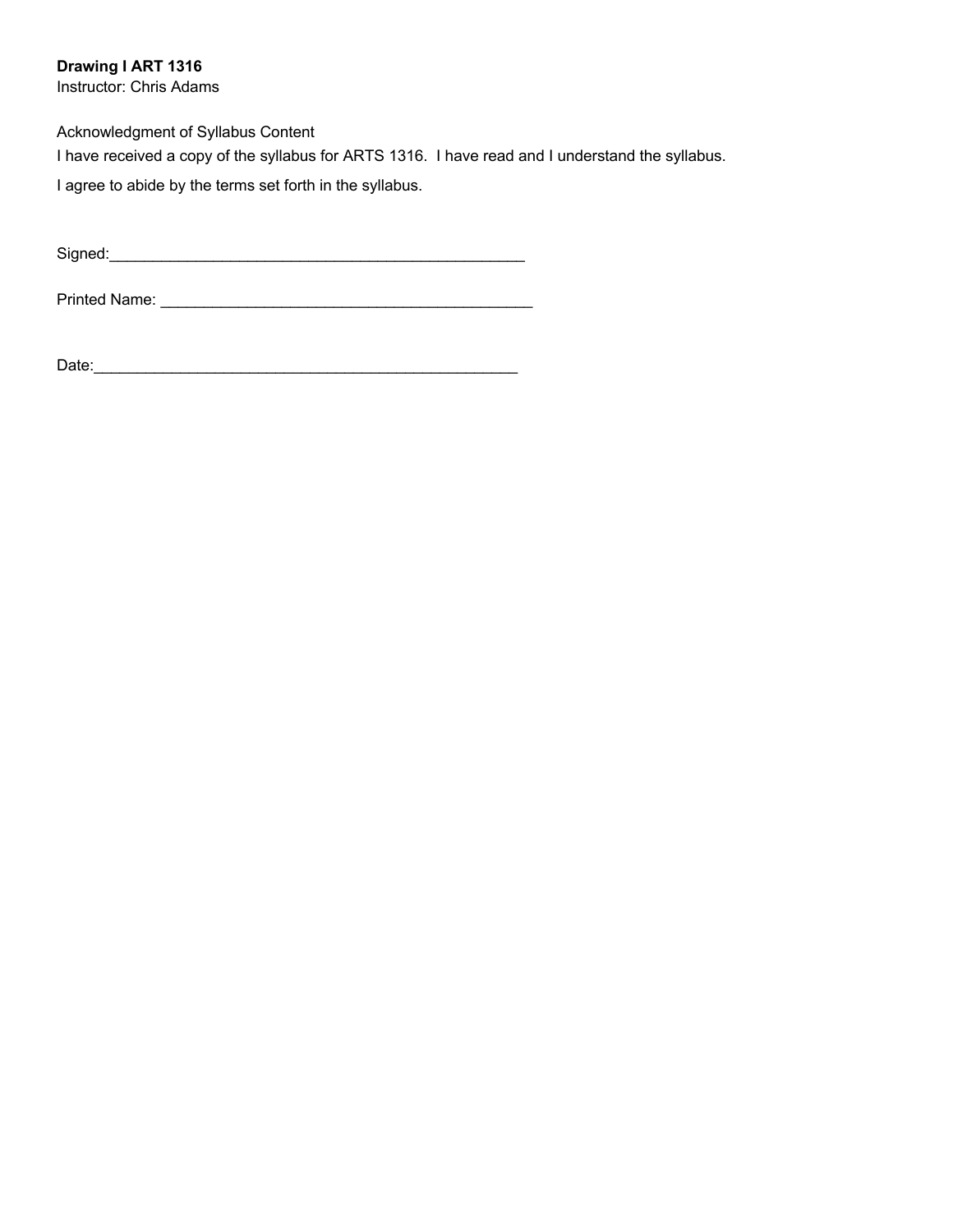**Drawing I ART 1316**
Instructor: Chris Adams

Acknowledgment of Syllabus Content
I have received a copy of the syllabus for ARTS 1316. I have read and I understand the syllabus.

I agree to abide by the terms set forth in the syllabus.

Signed:_________________________________________________

Printed Name: ___________________________________________

Date:__________________________________________________